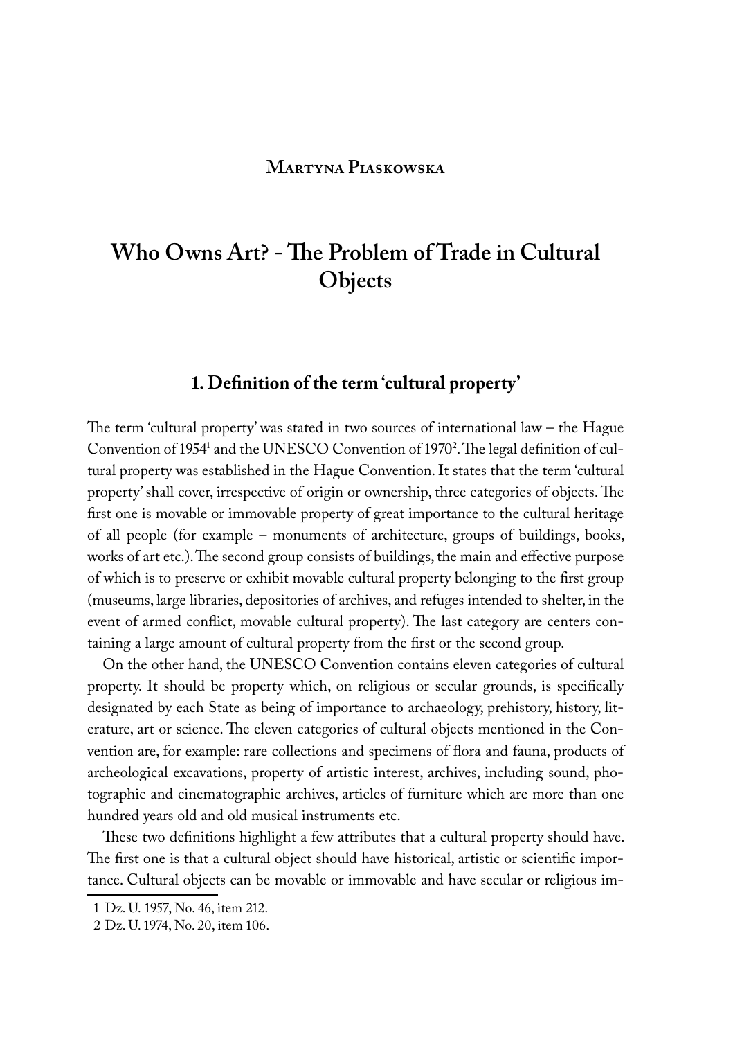**Martyna Piaskowska**

# Who Owns Art? - The Problem of Trade in Cultural Objects

## 1. Definition of the term 'cultural property'

The term 'cultural property' was stated in two sources of international law – the Hague Convention of 1954[1] and the UNESCO Convention of 1970[2]. The legal definition of cultural property was established in the Hague Convention. It states that the term 'cultural property' shall cover, irrespective of origin or ownership, three categories of objects. The first one is movable or immovable property of great importance to the cultural heritage of all people (for example – monuments of architecture, groups of buildings, books, works of art etc.). The second group consists of buildings, the main and effective purpose of which is to preserve or exhibit movable cultural property belonging to the first group (museums, large libraries, depositories of archives, and refuges intended to shelter, in the event of armed conflict, movable cultural property). The last category are centers containing a large amount of cultural property from the first or the second group.

On the other hand, the UNESCO Convention contains eleven categories of cultural property. It should be property which, on religious or secular grounds, is specifically designated by each State as being of importance to archaeology, prehistory, history, literature, art or science. The eleven categories of cultural objects mentioned in the Convention are, for example: rare collections and specimens of flora and fauna, products of archeological excavations, property of artistic interest, archives, including sound, photographic and cinematographic archives, articles of furniture which are more than one hundred years old and old musical instruments etc.

These two definitions highlight a few attributes that a cultural property should have. The first one is that a cultural object should have historical, artistic or scientific importance. Cultural objects can be movable or immovable and have secular or religious im-

1 Dz. U. 1957, No. 46, item 212.

2 Dz. U. 1974, No. 20, item 106.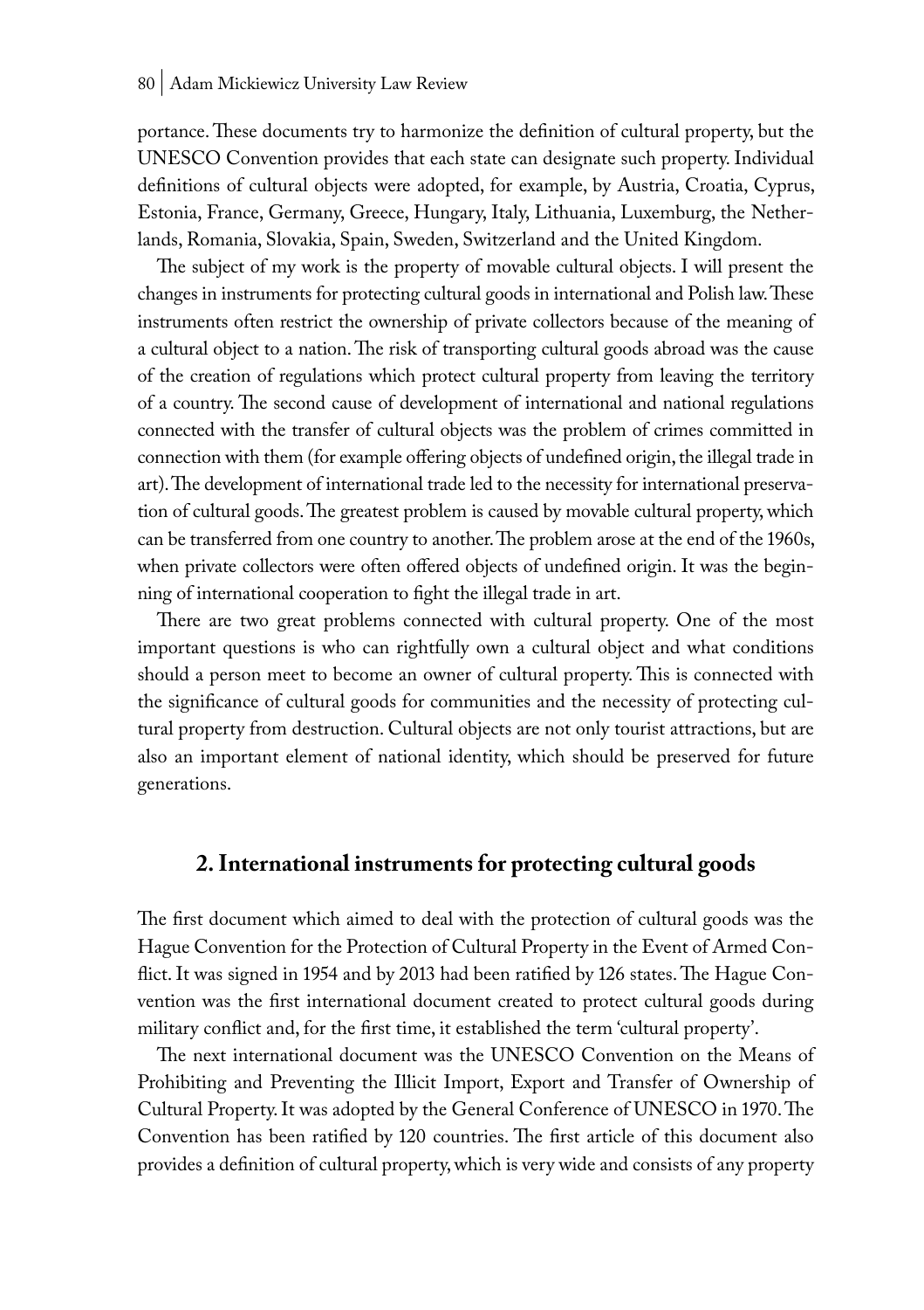portance. These documents try to harmonize the definition of cultural property, but the UNESCO Convention provides that each state can designate such property. Individual definitions of cultural objects were adopted, for example, by Austria, Croatia, Cyprus, Estonia, France, Germany, Greece, Hungary, Italy, Lithuania, Luxemburg, the Netherlands, Romania, Slovakia, Spain, Sweden, Switzerland and the United Kingdom.

The subject of my work is the property of movable cultural objects. I will present the changes in instruments for protecting cultural goods in international and Polish law. These instruments often restrict the ownership of private collectors because of the meaning of a cultural object to a nation. The risk of transporting cultural goods abroad was the cause of the creation of regulations which protect cultural property from leaving the territory of a country. The second cause of development of international and national regulations connected with the transfer of cultural objects was the problem of crimes committed in connection with them (for example offering objects of undefined origin, the illegal trade in art). The development of international trade led to the necessity for international preservation of cultural goods. The greatest problem is caused by movable cultural property, which can be transferred from one country to another. The problem arose at the end of the 1960s, when private collectors were often offered objects of undefined origin. It was the beginning of international cooperation to fight the illegal trade in art.

There are two great problems connected with cultural property. One of the most important questions is who can rightfully own a cultural object and what conditions should a person meet to become an owner of cultural property. This is connected with the significance of cultural goods for communities and the necessity of protecting cultural property from destruction. Cultural objects are not only tourist attractions, but are also an important element of national identity, which should be preserved for future generations.

## 2. International instruments for protecting cultural goods

The first document which aimed to deal with the protection of cultural goods was the Hague Convention for the Protection of Cultural Property in the Event of Armed Conflict. It was signed in 1954 and by 2013 had been ratified by 126 states. The Hague Convention was the first international document created to protect cultural goods during military conflict and, for the first time, it established the term 'cultural property'.

The next international document was the UNESCO Convention on the Means of Prohibiting and Preventing the Illicit Import, Export and Transfer of Ownership of Cultural Property. It was adopted by the General Conference of UNESCO in 1970. The Convention has been ratified by 120 countries. The first article of this document also provides a definition of cultural property, which is very wide and consists of any property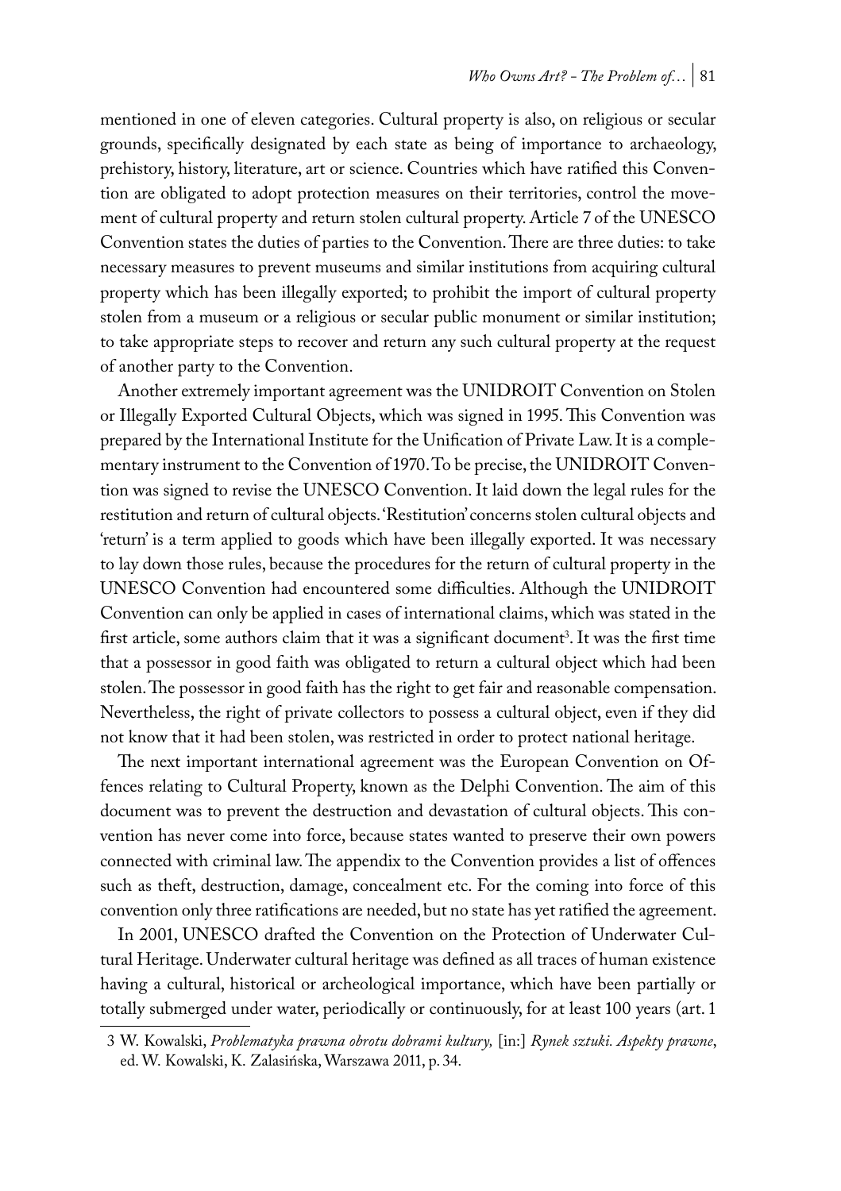mentioned in one of eleven categories. Cultural property is also, on religious or secular grounds, specifically designated by each state as being of importance to archaeology, prehistory, history, literature, art or science. Countries which have ratified this Convention are obligated to adopt protection measures on their territories, control the movement of cultural property and return stolen cultural property. Article 7 of the UNESCO Convention states the duties of parties to the Convention. There are three duties: to take necessary measures to prevent museums and similar institutions from acquiring cultural property which has been illegally exported; to prohibit the import of cultural property stolen from a museum or a religious or secular public monument or similar institution; to take appropriate steps to recover and return any such cultural property at the request of another party to the Convention.

Another extremely important agreement was the UNIDROIT Convention on Stolen or Illegally Exported Cultural Objects, which was signed in 1995. This Convention was prepared by the International Institute for the Unification of Private Law. It is a complementary instrument to the Convention of 1970. To be precise, the UNIDROIT Convention was signed to revise the UNESCO Convention. It laid down the legal rules for the restitution and return of cultural objects. 'Restitution' concerns stolen cultural objects and 'return' is a term applied to goods which have been illegally exported. It was necessary to lay down those rules, because the procedures for the return of cultural property in the UNESCO Convention had encountered some difficulties. Although the UNIDROIT Convention can only be applied in cases of international claims, which was stated in the first article, some authors claim that it was a significant document[3]. It was the first time that a possessor in good faith was obligated to return a cultural object which had been stolen. The possessor in good faith has the right to get fair and reasonable compensation. Nevertheless, the right of private collectors to possess a cultural object, even if they did not know that it had been stolen, was restricted in order to protect national heritage.

The next important international agreement was the European Convention on Offences relating to Cultural Property, known as the Delphi Convention. The aim of this document was to prevent the destruction and devastation of cultural objects. This convention has never come into force, because states wanted to preserve their own powers connected with criminal law. The appendix to the Convention provides a list of offences such as theft, destruction, damage, concealment etc. For the coming into force of this convention only three ratifications are needed, but no state has yet ratified the agreement.

In 2001, UNESCO drafted the Convention on the Protection of Underwater Cultural Heritage. Underwater cultural heritage was defined as all traces of human existence having a cultural, historical or archeological importance, which have been partially or totally submerged under water, periodically or continuously, for at least 100 years (art. 1

---

3 W. Kowalski, *Problematyka prawna obrotu dobrami kultury,* [in:] *Rynek sztuki. Aspekty prawne*, ed. W. Kowalski, K. Zalasińska, Warszawa 2011, p. 34.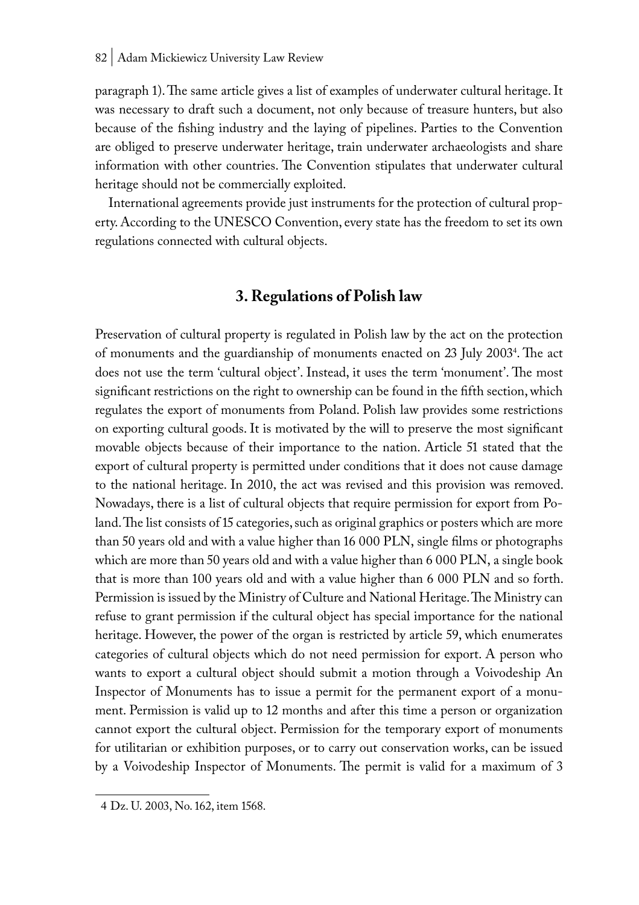paragraph 1). The same article gives a list of examples of underwater cultural heritage. It was necessary to draft such a document, not only because of treasure hunters, but also because of the fishing industry and the laying of pipelines. Parties to the Convention are obliged to preserve underwater heritage, train underwater archaeologists and share information with other countries. The Convention stipulates that underwater cultural heritage should not be commercially exploited.

International agreements provide just instruments for the protection of cultural property. According to the UNESCO Convention, every state has the freedom to set its own regulations connected with cultural objects.

## 3. Regulations of Polish law

Preservation of cultural property is regulated in Polish law by the act on the protection of monuments and the guardianship of monuments enacted on 23 July 2003[4]. The act does not use the term 'cultural object'. Instead, it uses the term 'monument'. The most significant restrictions on the right to ownership can be found in the fifth section, which regulates the export of monuments from Poland. Polish law provides some restrictions on exporting cultural goods. It is motivated by the will to preserve the most significant movable objects because of their importance to the nation. Article 51 stated that the export of cultural property is permitted under conditions that it does not cause damage to the national heritage. In 2010, the act was revised and this provision was removed. Nowadays, there is a list of cultural objects that require permission for export from Poland. The list consists of 15 categories, such as original graphics or posters which are more than 50 years old and with a value higher than 16 000 PLN, single films or photographs which are more than 50 years old and with a value higher than 6 000 PLN, a single book that is more than 100 years old and with a value higher than 6 000 PLN and so forth. Permission is issued by the Ministry of Culture and National Heritage. The Ministry can refuse to grant permission if the cultural object has special importance for the national heritage. However, the power of the organ is restricted by article 59, which enumerates categories of cultural objects which do not need permission for export. A person who wants to export a cultural object should submit a motion through a Voivodeship An Inspector of Monuments has to issue a permit for the permanent export of a monument. Permission is valid up to 12 months and after this time a person or organization cannot export the cultural object. Permission for the temporary export of monuments for utilitarian or exhibition purposes, or to carry out conservation works, can be issued by a Voivodeship Inspector of Monuments. The permit is valid for a maximum of 3

---

4 Dz. U. 2003, No. 162, item 1568.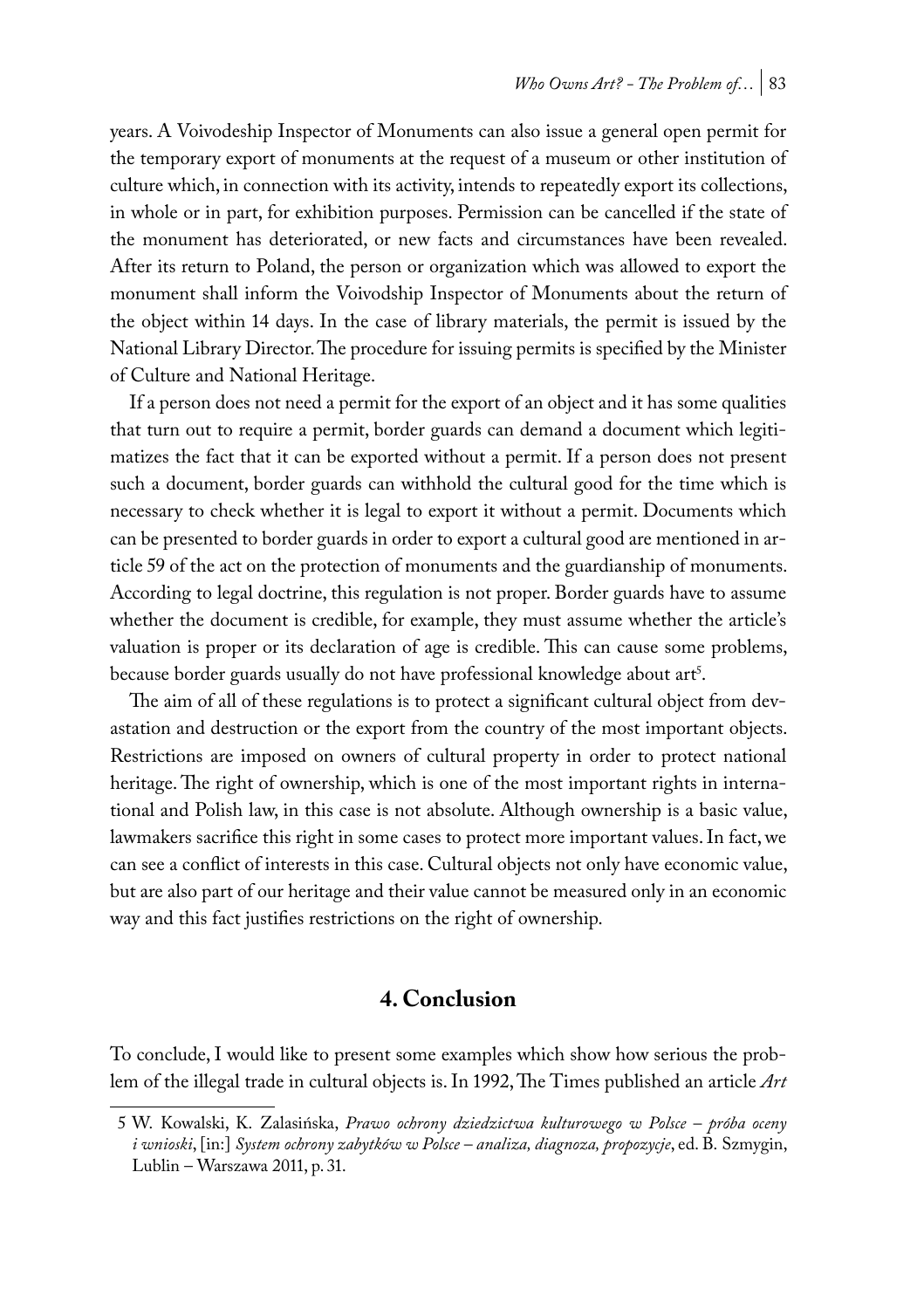years. A Voivodeship Inspector of Monuments can also issue a general open permit for the temporary export of monuments at the request of a museum or other institution of culture which, in connection with its activity, intends to repeatedly export its collections, in whole or in part, for exhibition purposes. Permission can be cancelled if the state of the monument has deteriorated, or new facts and circumstances have been revealed. After its return to Poland, the person or organization which was allowed to export the monument shall inform the Voivodship Inspector of Monuments about the return of the object within 14 days. In the case of library materials, the permit is issued by the National Library Director. The procedure for issuing permits is specified by the Minister of Culture and National Heritage.

If a person does not need a permit for the export of an object and it has some qualities that turn out to require a permit, border guards can demand a document which legitimatizes the fact that it can be exported without a permit. If a person does not present such a document, border guards can withhold the cultural good for the time which is necessary to check whether it is legal to export it without a permit. Documents which can be presented to border guards in order to export a cultural good are mentioned in article 59 of the act on the protection of monuments and the guardianship of monuments. According to legal doctrine, this regulation is not proper. Border guards have to assume whether the document is credible, for example, they must assume whether the article's valuation is proper or its declaration of age is credible. This can cause some problems, because border guards usually do not have professional knowledge about art[5].

The aim of all of these regulations is to protect a significant cultural object from devastation and destruction or the export from the country of the most important objects. Restrictions are imposed on owners of cultural property in order to protect national heritage. The right of ownership, which is one of the most important rights in international and Polish law, in this case is not absolute. Although ownership is a basic value, lawmakers sacrifice this right in some cases to protect more important values. In fact, we can see a conflict of interests in this case. Cultural objects not only have economic value, but are also part of our heritage and their value cannot be measured only in an economic way and this fact justifies restrictions on the right of ownership.

## 4. Conclusion

To conclude, I would like to present some examples which show how serious the problem of the illegal trade in cultural objects is. In 1992, The Times published an article *Art*

---

5 W. Kowalski, K. Zalasińska, *Prawo ochrony dziedzictwa kulturowego w Polsce – próba oceny i wnioski*, [in:] *System ochrony zabytków w Polsce – analiza, diagnoza, propozycje*, ed. B. Szmygin, Lublin – Warszawa 2011, p. 31.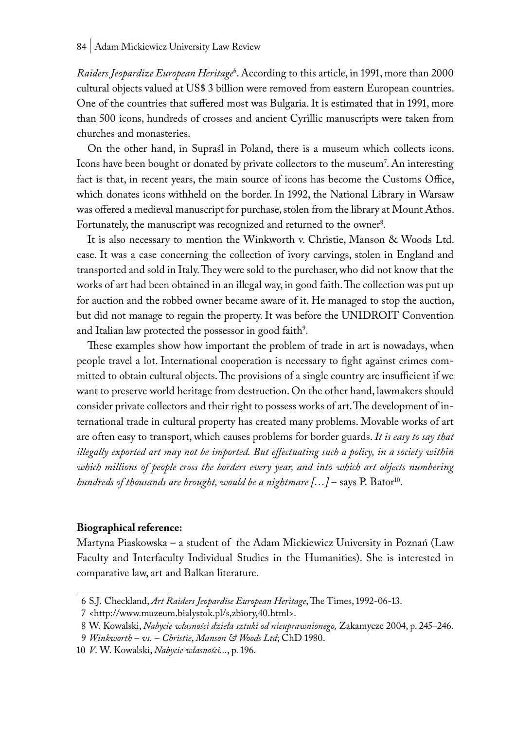*Raiders Jeopardize European Heritage*[6]. According to this article, in 1991, more than 2000 cultural objects valued at US$ 3 billion were removed from eastern European countries. One of the countries that suffered most was Bulgaria. It is estimated that in 1991, more than 500 icons, hundreds of crosses and ancient Cyrillic manuscripts were taken from churches and monasteries.

On the other hand, in Supraśl in Poland, there is a museum which collects icons. Icons have been bought or donated by private collectors to the museum[7]. An interesting fact is that, in recent years, the main source of icons has become the Customs Office, which donates icons withheld on the border. In 1992, the National Library in Warsaw was offered a medieval manuscript for purchase, stolen from the library at Mount Athos. Fortunately, the manuscript was recognized and returned to the owner[8].

It is also necessary to mention the Winkworth v. Christie, Manson & Woods Ltd. case. It was a case concerning the collection of ivory carvings, stolen in England and transported and sold in Italy. They were sold to the purchaser, who did not know that the works of art had been obtained in an illegal way, in good faith. The collection was put up for auction and the robbed owner became aware of it. He managed to stop the auction, but did not manage to regain the property. It was before the UNIDROIT Convention and Italian law protected the possessor in good faith[9].

These examples show how important the problem of trade in art is nowadays, when people travel a lot. International cooperation is necessary to fight against crimes committed to obtain cultural objects. The provisions of a single country are insufficient if we want to preserve world heritage from destruction. On the other hand, lawmakers should consider private collectors and their right to possess works of art. The development of international trade in cultural property has created many problems. Movable works of art are often easy to transport, which causes problems for border guards. *It is easy to say that illegally exported art may not be imported. But effectuating such a policy, in a society within which millions of people cross the borders every year, and into which art objects numbering hundreds of thousands are brought, would be a nightmare […]* – says P. Bator[10].

**Biographical reference:**

Martyna Piaskowska – a student of the Adam Mickiewicz University in Poznań (Law Faculty and Interfaculty Individual Studies in the Humanities). She is interested in comparative law, art and Balkan literature.

---

6 S.J. Checkland, *Art Raiders Jeopardise European Heritage*, The Times, 1992-06-13.

7 <http://www.muzeum.bialystok.pl/s,zbiory,40.html>.

8 W. Kowalski, *Nabycie własności dzieła sztuki od nieuprawnionego,* Zakamycze 2004, p. 245–246.

9 *Winkworth – vs. – Christie*, *Manson & Woods Ltd*; ChD 1980.

10 *V.* W. Kowalski, *Nabycie własności…*, p. 196.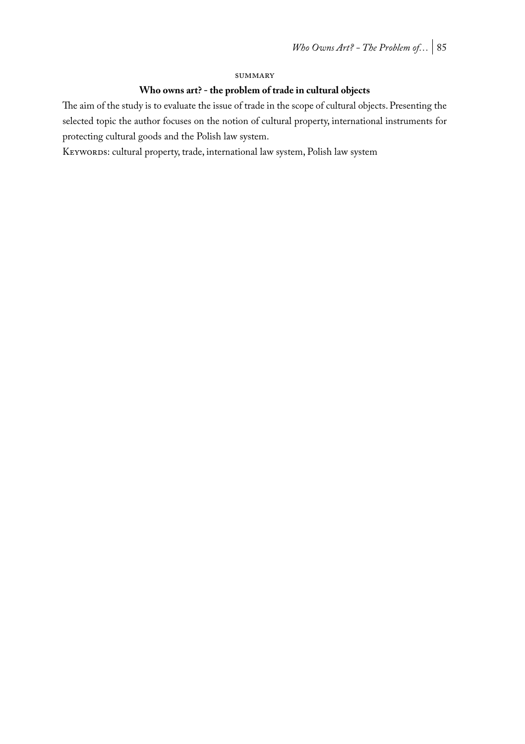## SUMMARY

### Who owns art? - the problem of trade in cultural objects

The aim of the study is to evaluate the issue of trade in the scope of cultural objects. Presenting the selected topic the author focuses on the notion of cultural property, international instruments for protecting cultural goods and the Polish law system.

KEYWORDS: cultural property, trade, international law system, Polish law system